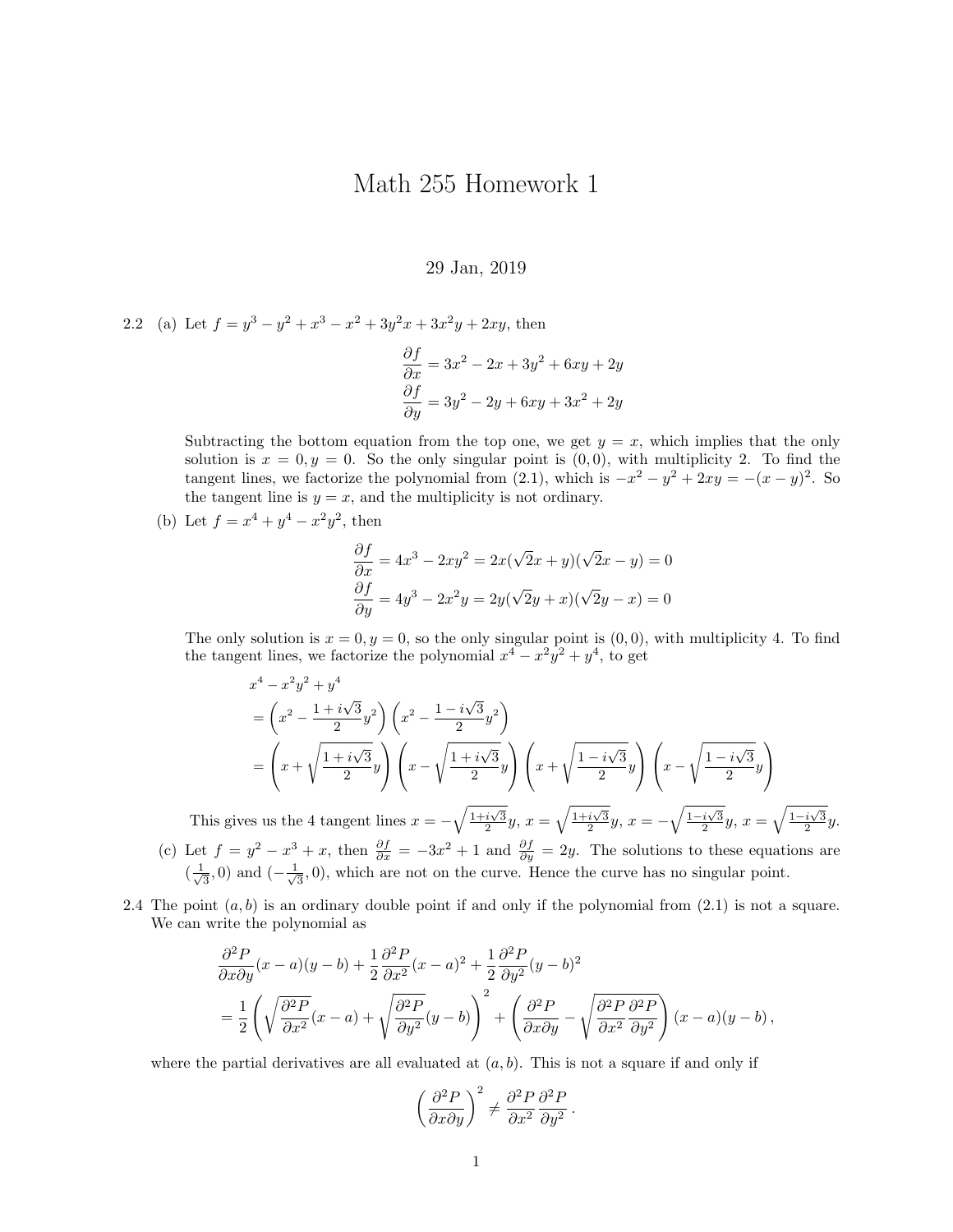# Math 255 Homework 1

29 Jan, 2019

2.2 (a) Let $f = y^3 - y^2 + x^3 - x^2 + 3y^2x + 3x^2y + 2xy$, then

$$\frac{\partial f}{\partial x} = 3x^2 - 2x + 3y^2 + 6xy + 2y$$
$$\frac{\partial f}{\partial y} = 3y^2 - 2y + 6xy + 3x^2 + 2y$$

Subtracting the bottom equation from the top one, we get $y = x$, which implies that the only solution is $x = 0, y = 0$. So the only singular point is $(0, 0)$, with multiplicity 2. To find the tangent lines, we factorize the polynomial from (2.1), which is $-x^2 - y^2 + 2xy = -(x - y)^2$. So the tangent line is $y = x$, and the multiplicity is not ordinary.

(b) Let $f = x^4 + y^4 - x^2y^2$, then

$$\frac{\partial f}{\partial x} = 4x^3 - 2xy^2 = 2x(\sqrt{2}x + y)(\sqrt{2}x - y) = 0$$
$$\frac{\partial f}{\partial y} = 4y^3 - 2x^2y = 2y(\sqrt{2}y + x)(\sqrt{2}y - x) = 0$$

The only solution is $x = 0, y = 0$, so the only singular point is $(0, 0)$, with multiplicity 4. To find the tangent lines, we factorize the polynomial $x^4 - x^2y^2 + y^4$, to get

$$\begin{aligned}
&x^4 - x^2y^2 + y^4 \\
&= \left(x^2 - \frac{1 + i\sqrt{3}}{2}y^2\right)\left(x^2 - \frac{1 - i\sqrt{3}}{2}y^2\right) \\
&= \left(x + \sqrt{\frac{1 + i\sqrt{3}}{2}}y\right)\left(x - \sqrt{\frac{1 + i\sqrt{3}}{2}}y\right)\left(x + \sqrt{\frac{1 - i\sqrt{3}}{2}}y\right)\left(x - \sqrt{\frac{1 - i\sqrt{3}}{2}}y\right)
\end{aligned}$$

This gives us the 4 tangent lines $x = -\sqrt{\frac{1+i\sqrt{3}}{2}}y$, $x = \sqrt{\frac{1+i\sqrt{3}}{2}}y$, $x = -\sqrt{\frac{1-i\sqrt{3}}{2}}y$, $x = \sqrt{\frac{1-i\sqrt{3}}{2}}y$.

(c) Let $f = y^2 - x^3 + x$, then $\frac{\partial f}{\partial x} = -3x^2 + 1$ and $\frac{\partial f}{\partial y} = 2y$. The solutions to these equations are $(\frac{1}{\sqrt{3}}, 0)$ and $(-\frac{1}{\sqrt{3}}, 0)$, which are not on the curve. Hence the curve has no singular point.

2.4 The point $(a, b)$ is an ordinary double point if and only if the polynomial from (2.1) is not a square. We can write the polynomial as

$$\begin{aligned}
&\frac{\partial^2 P}{\partial x \partial y}(x - a)(y - b) + \frac{1}{2}\frac{\partial^2 P}{\partial x^2}(x - a)^2 + \frac{1}{2}\frac{\partial^2 P}{\partial y^2}(y - b)^2 \\
&= \frac{1}{2}\left(\sqrt{\frac{\partial^2 P}{\partial x^2}}(x - a) + \sqrt{\frac{\partial^2 P}{\partial y^2}}(y - b)\right)^2 + \left(\frac{\partial^2 P}{\partial x \partial y} - \sqrt{\frac{\partial^2 P}{\partial x^2}\frac{\partial^2 P}{\partial y^2}}\right)(x - a)(y - b),
\end{aligned}$$

where the partial derivatives are all evaluated at $(a, b)$. This is not a square if and only if

$$\left(\frac{\partial^2 P}{\partial x \partial y}\right)^2 \neq \frac{\partial^2 P}{\partial x^2}\frac{\partial^2 P}{\partial y^2}.$$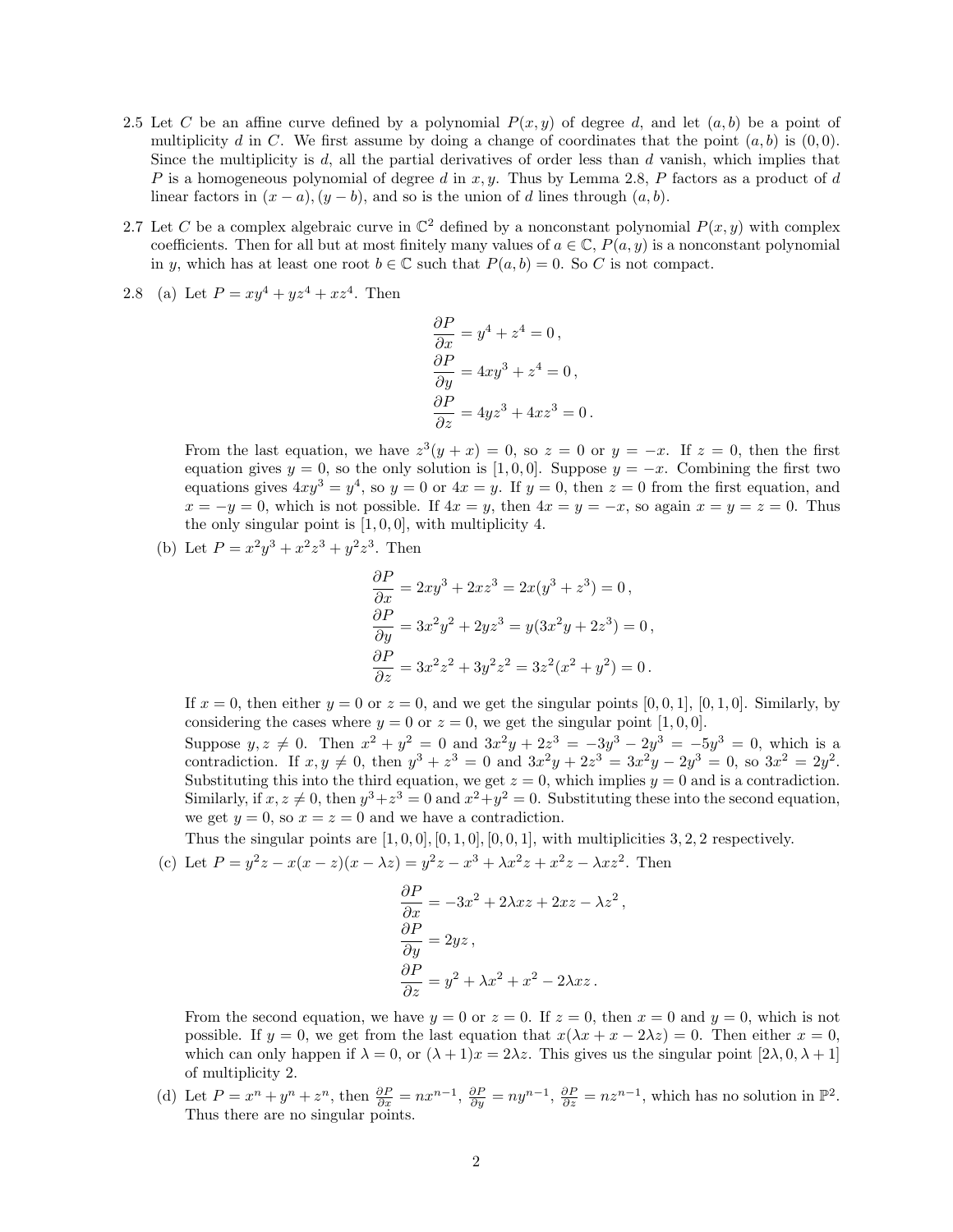2.5 Let $C$ be an affine curve defined by a polynomial $P(x,y)$ of degree $d$, and let $(a,b)$ be a point of multiplicity $d$ in $C$. We first assume by doing a change of coordinates that the point $(a,b)$ is $(0,0)$. Since the multiplicity is $d$, all the partial derivatives of order less than $d$ vanish, which implies that $P$ is a homogeneous polynomial of degree $d$ in $x, y$. Thus by Lemma 2.8, $P$ factors as a product of $d$ linear factors in $(x-a), (y-b)$, and so is the union of $d$ lines through $(a,b)$.

2.7 Let $C$ be a complex algebraic curve in $\mathbb{C}^2$ defined by a nonconstant polynomial $P(x,y)$ with complex coefficients. Then for all but at most finitely many values of $a \in \mathbb{C}$, $P(a,y)$ is a nonconstant polynomial in $y$, which has at least one root $b \in \mathbb{C}$ such that $P(a,b) = 0$. So $C$ is not compact.

2.8 (a) Let $P = xy^4 + yz^4 + xz^4$. Then

$$\frac{\partial P}{\partial x} = y^4 + z^4 = 0\,,$$
$$\frac{\partial P}{\partial y} = 4xy^3 + z^4 = 0\,,$$
$$\frac{\partial P}{\partial z} = 4yz^3 + 4xz^3 = 0\,.$$

From the last equation, we have $z^3(y+x) = 0$, so $z = 0$ or $y = -x$. If $z = 0$, then the first equation gives $y = 0$, so the only solution is $[1,0,0]$. Suppose $y = -x$. Combining the first two equations gives $4xy^3 = y^4$, so $y = 0$ or $4x = y$. If $y = 0$, then $z = 0$ from the first equation, and $x = -y = 0$, which is not possible. If $4x = y$, then $4x = y = -x$, so again $x = y = z = 0$. Thus the only singular point is $[1,0,0]$, with multiplicity 4.

(b) Let $P = x^2y^3 + x^2z^3 + y^2z^3$. Then

$$\frac{\partial P}{\partial x} = 2xy^3 + 2xz^3 = 2x(y^3 + z^3) = 0\,,$$
$$\frac{\partial P}{\partial y} = 3x^2y^2 + 2yz^3 = y(3x^2y + 2z^3) = 0\,,$$
$$\frac{\partial P}{\partial z} = 3x^2z^2 + 3y^2z^2 = 3z^2(x^2 + y^2) = 0\,.$$

If $x = 0$, then either $y = 0$ or $z = 0$, and we get the singular points $[0,0,1]$, $[0,1,0]$. Similarly, by considering the cases where $y = 0$ or $z = 0$, we get the singular point $[1,0,0]$.

Suppose $y, z \neq 0$. Then $x^2 + y^2 = 0$ and $3x^2y + 2z^3 = -3y^3 - 2y^3 = -5y^3 = 0$, which is a contradiction. If $x, y \neq 0$, then $y^3 + z^3 = 0$ and $3x^2y + 2z^3 = 3x^2y - 2y^3 = 0$, so $3x^2 = 2y^2$. Substituting this into the third equation, we get $z = 0$, which implies $y = 0$ and is a contradiction. Similarly, if $x, z \neq 0$, then $y^3 + z^3 = 0$ and $x^2 + y^2 = 0$. Substituting these into the second equation, we get $y = 0$, so $x = z = 0$ and we have a contradiction.

Thus the singular points are $[1,0,0], [0,1,0], [0,0,1]$, with multiplicities $3, 2, 2$ respectively.

(c) Let $P = y^2z - x(x-z)(x-\lambda z) = y^2z - x^3 + \lambda x^2 z + x^2 z - \lambda xz^2$. Then

$$\frac{\partial P}{\partial x} = -3x^2 + 2\lambda xz + 2xz - \lambda z^2\,,$$
$$\frac{\partial P}{\partial y} = 2yz\,,$$
$$\frac{\partial P}{\partial z} = y^2 + \lambda x^2 + x^2 - 2\lambda xz\,.$$

From the second equation, we have $y = 0$ or $z = 0$. If $z = 0$, then $x = 0$ and $y = 0$, which is not possible. If $y = 0$, we get from the last equation that $x(\lambda x + x - 2\lambda z) = 0$. Then either $x = 0$, which can only happen if $\lambda = 0$, or $(\lambda+1)x = 2\lambda z$. This gives us the singular point $[2\lambda, 0, \lambda+1]$ of multiplicity 2.

(d) Let $P = x^n + y^n + z^n$, then $\frac{\partial P}{\partial x} = nx^{n-1}$, $\frac{\partial P}{\partial y} = ny^{n-1}$, $\frac{\partial P}{\partial z} = nz^{n-1}$, which has no solution in $\mathbb{P}^2$. Thus there are no singular points.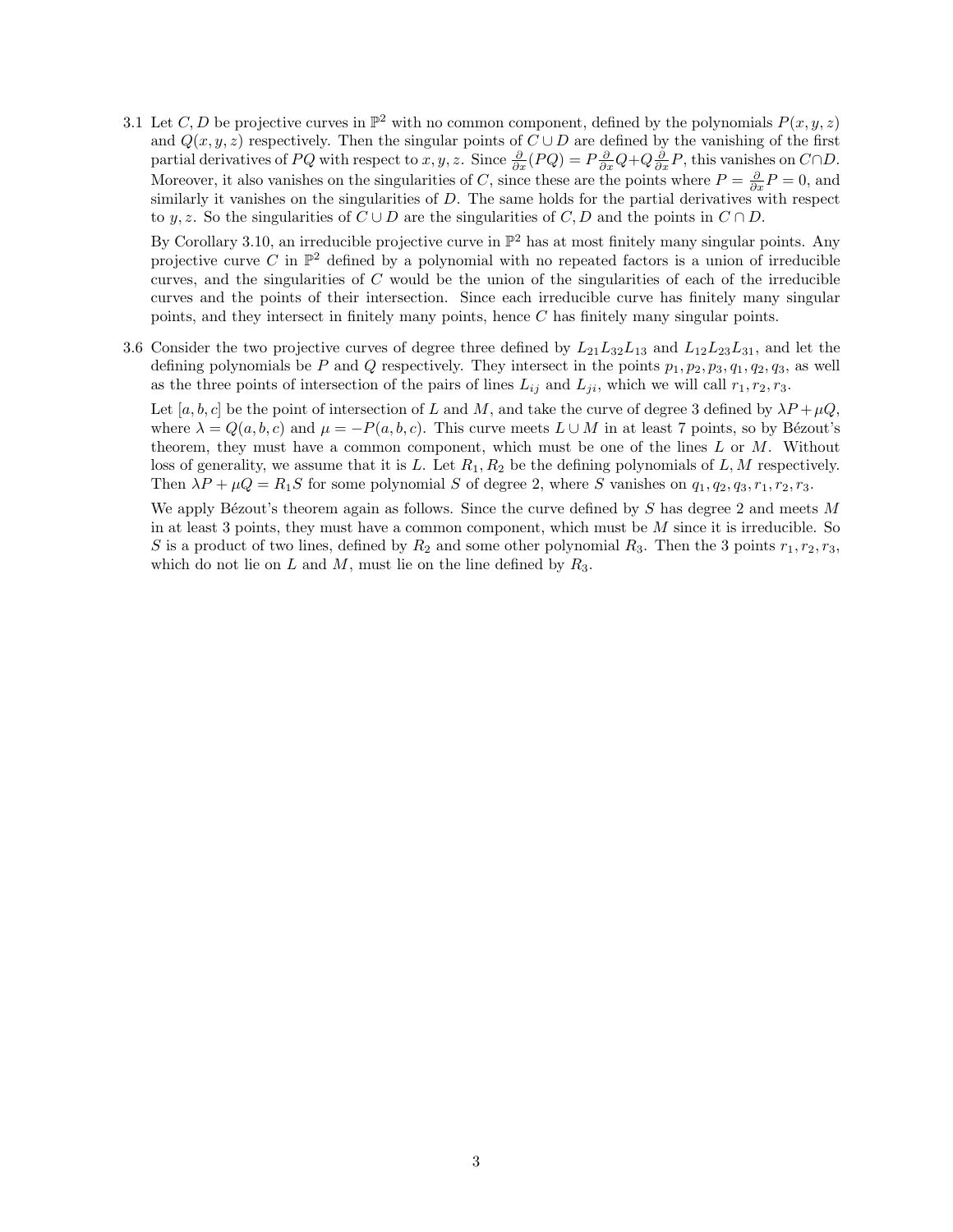3.1 Let $C, D$ be projective curves in $\mathbb{P}^2$ with no common component, defined by the polynomials $P(x, y, z)$ and $Q(x, y, z)$ respectively. Then the singular points of $C \cup D$ are defined by the vanishing of the first partial derivatives of $PQ$ with respect to $x, y, z$. Since $\frac{\partial}{\partial x}(PQ) = P\frac{\partial}{\partial x}Q + Q\frac{\partial}{\partial x}P$, this vanishes on $C \cap D$. Moreover, it also vanishes on the singularities of $C$, since these are the points where $P = \frac{\partial}{\partial x}P = 0$, and similarly it vanishes on the singularities of $D$. The same holds for the partial derivatives with respect to $y, z$. So the singularities of $C \cup D$ are the singularities of $C, D$ and the points in $C \cap D$.

By Corollary 3.10, an irreducible projective curve in $\mathbb{P}^2$ has at most finitely many singular points. Any projective curve $C$ in $\mathbb{P}^2$ defined by a polynomial with no repeated factors is a union of irreducible curves, and the singularities of $C$ would be the union of the singularities of each of the irreducible curves and the points of their intersection. Since each irreducible curve has finitely many singular points, and they intersect in finitely many points, hence $C$ has finitely many singular points.

3.6 Consider the two projective curves of degree three defined by $L_{21}L_{32}L_{13}$ and $L_{12}L_{23}L_{31}$, and let the defining polynomials be $P$ and $Q$ respectively. They intersect in the points $p_1, p_2, p_3, q_1, q_2, q_3$, as well as the three points of intersection of the pairs of lines $L_{ij}$ and $L_{ji}$, which we will call $r_1, r_2, r_3$.

Let $[a, b, c]$ be the point of intersection of $L$ and $M$, and take the curve of degree 3 defined by $\lambda P + \mu Q$, where $\lambda = Q(a, b, c)$ and $\mu = -P(a, b, c)$. This curve meets $L \cup M$ in at least 7 points, so by Bézout's theorem, they must have a common component, which must be one of the lines $L$ or $M$. Without loss of generality, we assume that it is $L$. Let $R_1, R_2$ be the defining polynomials of $L, M$ respectively. Then $\lambda P + \mu Q = R_1 S$ for some polynomial $S$ of degree 2, where $S$ vanishes on $q_1, q_2, q_3, r_1, r_2, r_3$.

We apply Bézout's theorem again as follows. Since the curve defined by $S$ has degree 2 and meets $M$ in at least 3 points, they must have a common component, which must be $M$ since it is irreducible. So $S$ is a product of two lines, defined by $R_2$ and some other polynomial $R_3$. Then the 3 points $r_1, r_2, r_3$, which do not lie on $L$ and $M$, must lie on the line defined by $R_3$.